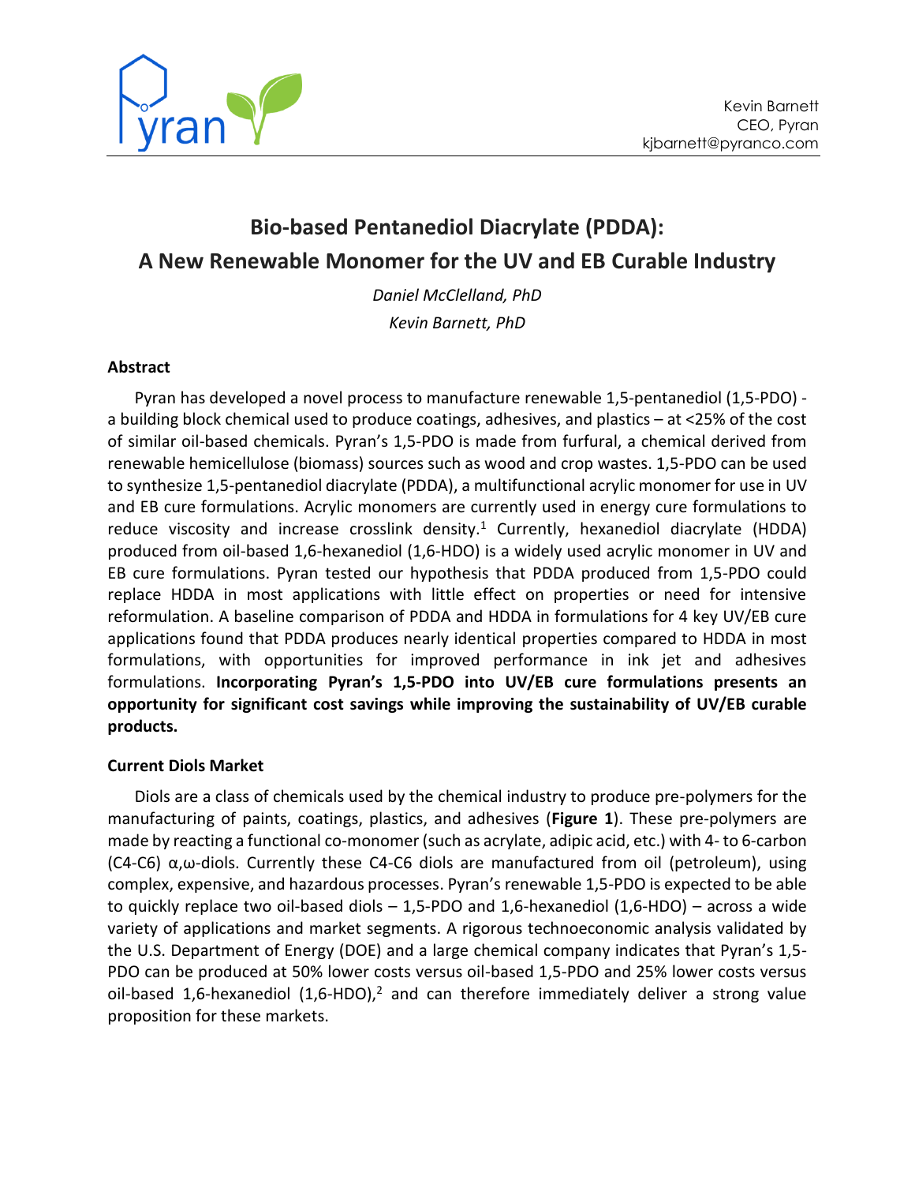Kevin Barnett
CEO, Pyran
kjbarnett@pyranco.com

# Bio-based Pentanediol Diacrylate (PDDA): A New Renewable Monomer for the UV and EB Curable Industry

*Daniel McClelland, PhD*

*Kevin Barnett, PhD*

## Abstract

Pyran has developed a novel process to manufacture renewable 1,5-pentanediol (1,5-PDO) - a building block chemical used to produce coatings, adhesives, and plastics – at <25% of the cost of similar oil-based chemicals. Pyran's 1,5-PDO is made from furfural, a chemical derived from renewable hemicellulose (biomass) sources such as wood and crop wastes. 1,5-PDO can be used to synthesize 1,5-pentanediol diacrylate (PDDA), a multifunctional acrylic monomer for use in UV and EB cure formulations. Acrylic monomers are currently used in energy cure formulations to reduce viscosity and increase crosslink density.[1] Currently, hexanediol diacrylate (HDDA) produced from oil-based 1,6-hexanediol (1,6-HDO) is a widely used acrylic monomer in UV and EB cure formulations. Pyran tested our hypothesis that PDDA produced from 1,5-PDO could replace HDDA in most applications with little effect on properties or need for intensive reformulation. A baseline comparison of PDDA and HDDA in formulations for 4 key UV/EB cure applications found that PDDA produces nearly identical properties compared to HDDA in most formulations, with opportunities for improved performance in ink jet and adhesives formulations. **Incorporating Pyran's 1,5-PDO into UV/EB cure formulations presents an opportunity for significant cost savings while improving the sustainability of UV/EB curable products.**

## Current Diols Market

Diols are a class of chemicals used by the chemical industry to produce pre-polymers for the manufacturing of paints, coatings, plastics, and adhesives (**Figure 1**). These pre-polymers are made by reacting a functional co-monomer (such as acrylate, adipic acid, etc.) with 4- to 6-carbon (C4-C6) α,ω-diols. Currently these C4-C6 diols are manufactured from oil (petroleum), using complex, expensive, and hazardous processes. Pyran's renewable 1,5-PDO is expected to be able to quickly replace two oil-based diols – 1,5-PDO and 1,6-hexanediol (1,6-HDO) – across a wide variety of applications and market segments. A rigorous technoeconomic analysis validated by the U.S. Department of Energy (DOE) and a large chemical company indicates that Pyran's 1,5-PDO can be produced at 50% lower costs versus oil-based 1,5-PDO and 25% lower costs versus oil-based 1,6-hexanediol (1,6-HDO),[2] and can therefore immediately deliver a strong value proposition for these markets.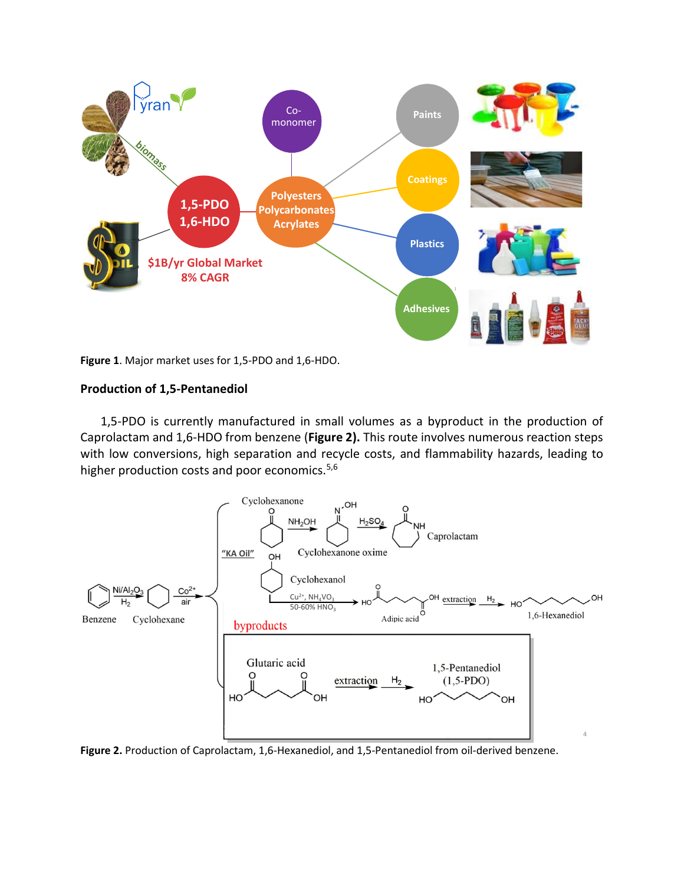**Figure 1**. Major market uses for 1,5-PDO and 1,6-HDO.

**Production of 1,5-Pentanediol**

1,5-PDO is currently manufactured in small volumes as a byproduct in the production of Caprolactam and 1,6-HDO from benzene (**Figure 2).** This route involves numerous reaction steps with low conversions, high separation and recycle costs, and flammability hazards, leading to higher production costs and poor economics.[5,6]

**Figure 2.** Production of Caprolactam, 1,6-Hexanediol, and 1,5-Pentanediol from oil-derived benzene.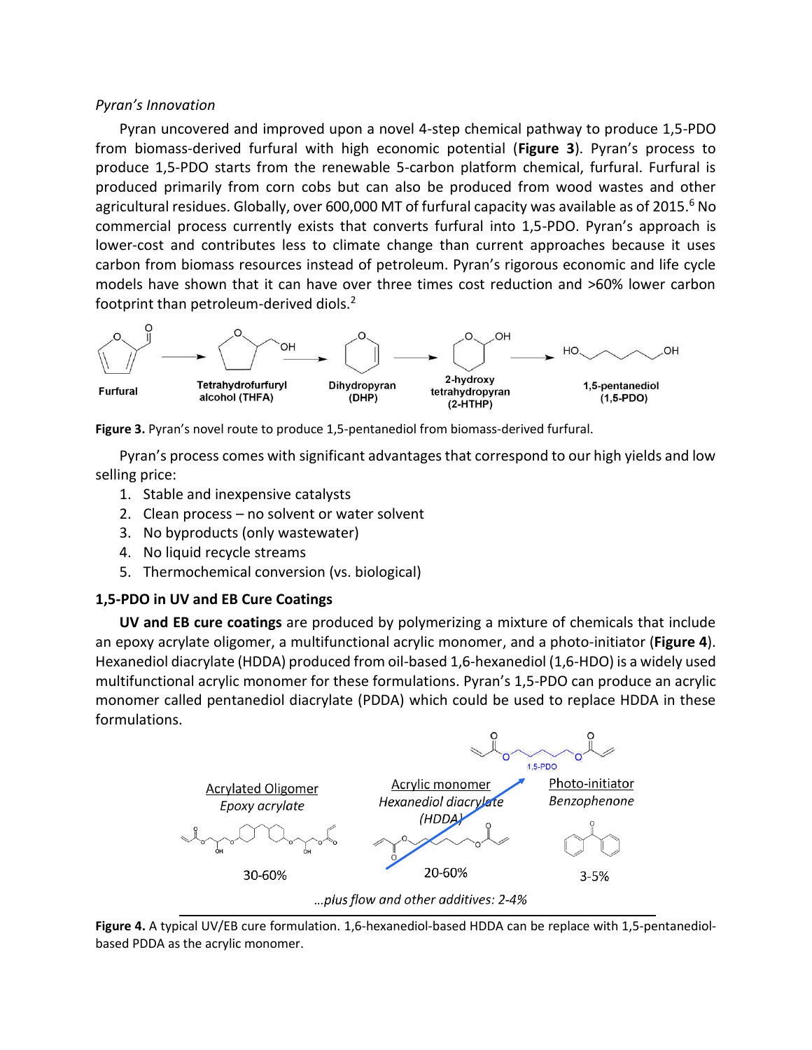*Pyran's Innovation*

Pyran uncovered and improved upon a novel 4-step chemical pathway to produce 1,5-PDO from biomass-derived furfural with high economic potential (**Figure 3**). Pyran's process to produce 1,5-PDO starts from the renewable 5-carbon platform chemical, furfural. Furfural is produced primarily from corn cobs but can also be produced from wood wastes and other agricultural residues. Globally, over 600,000 MT of furfural capacity was available as of 2015.[6] No commercial process currently exists that converts furfural into 1,5-PDO. Pyran's approach is lower-cost and contributes less to climate change than current approaches because it uses carbon from biomass resources instead of petroleum. Pyran's rigorous economic and life cycle models have shown that it can have over three times cost reduction and >60% lower carbon footprint than petroleum-derived diols.[2]

**Figure 3.** Pyran's novel route to produce 1,5-pentanediol from biomass-derived furfural.

Pyran's process comes with significant advantages that correspond to our high yields and low selling price:

1. Stable and inexpensive catalysts
2. Clean process – no solvent or water solvent
3. No byproducts (only wastewater)
4. No liquid recycle streams
5. Thermochemical conversion (vs. biological)

### 1,5-PDO in UV and EB Cure Coatings

**UV and EB cure coatings** are produced by polymerizing a mixture of chemicals that include an epoxy acrylate oligomer, a multifunctional acrylic monomer, and a photo-initiator (**Figure 4**). Hexanediol diacrylate (HDDA) produced from oil-based 1,6-hexanediol (1,6-HDO) is a widely used multifunctional acrylic monomer for these formulations. Pyran's 1,5-PDO can produce an acrylic monomer called pentanediol diacrylate (PDDA) which could be used to replace HDDA in these formulations.

**Figure 4.** A typical UV/EB cure formulation. 1,6-hexanediol-based HDDA can be replace with 1,5-pentanediol-based PDDA as the acrylic monomer.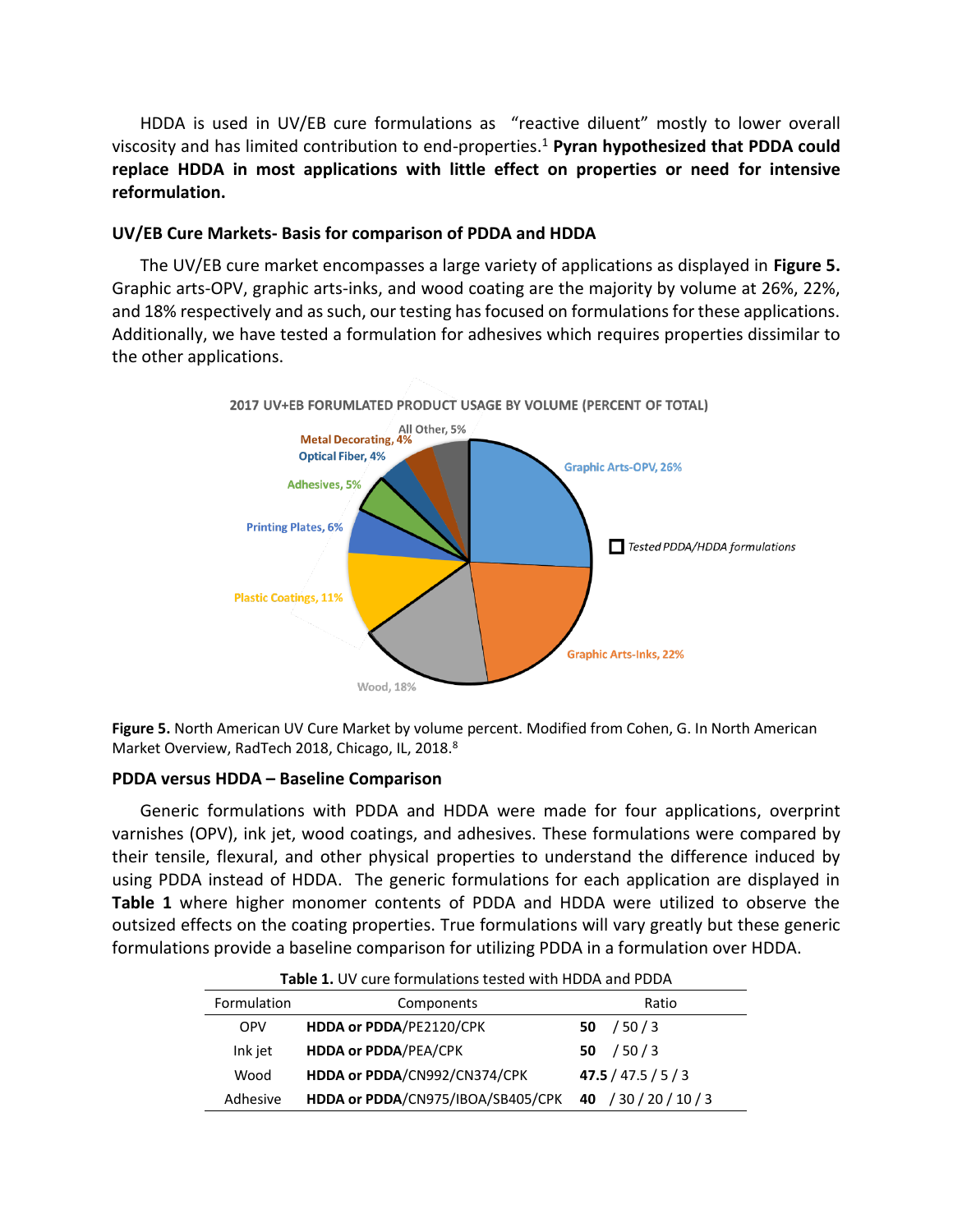HDDA is used in UV/EB cure formulations as "reactive diluent" mostly to lower overall viscosity and has limited contribution to end-properties.[1] **Pyran hypothesized that PDDA could replace HDDA in most applications with little effect on properties or need for intensive reformulation.**

### UV/EB Cure Markets- Basis for comparison of PDDA and HDDA

The UV/EB cure market encompasses a large variety of applications as displayed in **Figure 5.** Graphic arts-OPV, graphic arts-inks, and wood coating are the majority by volume at 26%, 22%, and 18% respectively and as such, our testing has focused on formulations for these applications. Additionally, we have tested a formulation for adhesives which requires properties dissimilar to the other applications.

2017 UV+EB FORUMLATED PRODUCT USAGE BY VOLUME (PERCENT OF TOTAL)

- Graphic Arts-OPV, 26%
- Graphic Arts-Inks, 22%
- Wood, 18%
- Plastic Coatings, 11%
- Printing Plates, 6%
- Adhesives, 5%
- Optical Fiber, 4%
- Metal Decorating, 4%
- All Other, 5%

☐ *Tested PDDA/HDDA formulations*

**Figure 5.** North American UV Cure Market by volume percent. Modified from Cohen, G. In North American Market Overview, RadTech 2018, Chicago, IL, 2018.[8]

### PDDA versus HDDA – Baseline Comparison

Generic formulations with PDDA and HDDA were made for four applications, overprint varnishes (OPV), ink jet, wood coatings, and adhesives. These formulations were compared by their tensile, flexural, and other physical properties to understand the difference induced by using PDDA instead of HDDA. The generic formulations for each application are displayed in **Table 1** where higher monomer contents of PDDA and HDDA were utilized to observe the outsized effects on the coating properties. True formulations will vary greatly but these generic formulations provide a baseline comparison for utilizing PDDA in a formulation over HDDA.

**Table 1.** UV cure formulations tested with HDDA and PDDA

| Formulation | Components | Ratio |
|---|---|---|
| OPV | **HDDA or PDDA**/PE2120/CPK | **50** / 50 / 3 |
| Ink jet | **HDDA or PDDA**/PEA/CPK | **50** / 50 / 3 |
| Wood | **HDDA or PDDA**/CN992/CN374/CPK | **47.5** / 47.5 / 5 / 3 |
| Adhesive | **HDDA or PDDA**/CN975/IBOA/SB405/CPK | **40** / 30 / 20 / 10 / 3 |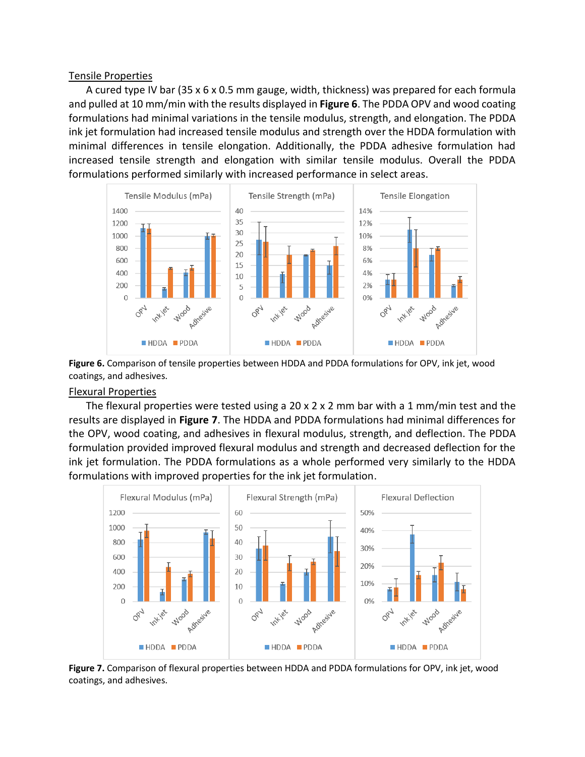## Tensile Properties

A cured type IV bar (35 x 6 x 0.5 mm gauge, width, thickness) was prepared for each formula and pulled at 10 mm/min with the results displayed in **Figure 6**. The PDDA OPV and wood coating formulations had minimal variations in the tensile modulus, strength, and elongation. The PDDA ink jet formulation had increased tensile modulus and strength over the HDDA formulation with minimal differences in tensile elongation. Additionally, the PDDA adhesive formulation had increased tensile strength and elongation with similar tensile modulus. Overall the PDDA formulations performed similarly with increased performance in select areas.

**Figure 6.** Comparison of tensile properties between HDDA and PDDA formulations for OPV, ink jet, wood coatings, and adhesives.

## Flexural Properties

The flexural properties were tested using a 20 x 2 x 2 mm bar with a 1 mm/min test and the results are displayed in **Figure 7**. The HDDA and PDDA formulations had minimal differences for the OPV, wood coating, and adhesives in flexural modulus, strength, and deflection. The PDDA formulation provided improved flexural modulus and strength and decreased deflection for the ink jet formulation. The PDDA formulations as a whole performed very similarly to the HDDA formulations with improved properties for the ink jet formulation.

**Figure 7.** Comparison of flexural properties between HDDA and PDDA formulations for OPV, ink jet, wood coatings, and adhesives.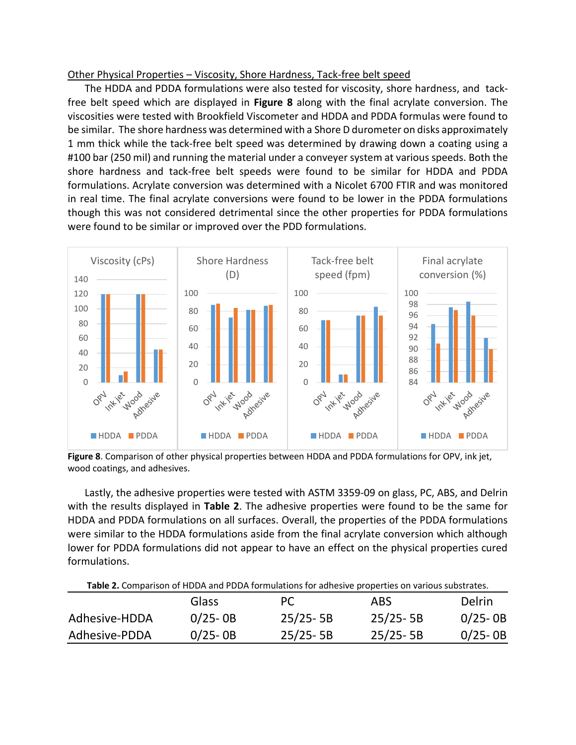<u>Other Physical Properties – Viscosity, Shore Hardness, Tack-free belt speed</u>

The HDDA and PDDA formulations were also tested for viscosity, shore hardness, and tack-free belt speed which are displayed in **Figure 8** along with the final acrylate conversion. The viscosities were tested with Brookfield Viscometer and HDDA and PDDA formulas were found to be similar. The shore hardness was determined with a Shore D durometer on disks approximately 1 mm thick while the tack-free belt speed was determined by drawing down a coating using a #100 bar (250 mil) and running the material under a conveyer system at various speeds. Both the shore hardness and tack-free belt speeds were found to be similar for HDDA and PDDA formulations. Acrylate conversion was determined with a Nicolet 6700 FTIR and was monitored in real time. The final acrylate conversions were found to be lower in the PDDA formulations though this was not considered detrimental since the other properties for PDDA formulations were found to be similar or improved over the PDD formulations.

**Figure 8**. Comparison of other physical properties between HDDA and PDDA formulations for OPV, ink jet, wood coatings, and adhesives.

Lastly, the adhesive properties were tested with ASTM 3359-09 on glass, PC, ABS, and Delrin with the results displayed in **Table 2**. The adhesive properties were found to be the same for HDDA and PDDA formulations on all surfaces. Overall, the properties of the PDDA formulations were similar to the HDDA formulations aside from the final acrylate conversion which although lower for PDDA formulations did not appear to have an effect on the physical properties cured formulations.

**Table 2.** Comparison of HDDA and PDDA formulations for adhesive properties on various substrates.

| | Glass | PC | ABS | Delrin |
|---|---|---|---|---|
| Adhesive-HDDA | 0/25- 0B | 25/25- 5B | 25/25- 5B | 0/25- 0B |
| Adhesive-PDDA | 0/25- 0B | 25/25- 5B | 25/25- 5B | 0/25- 0B |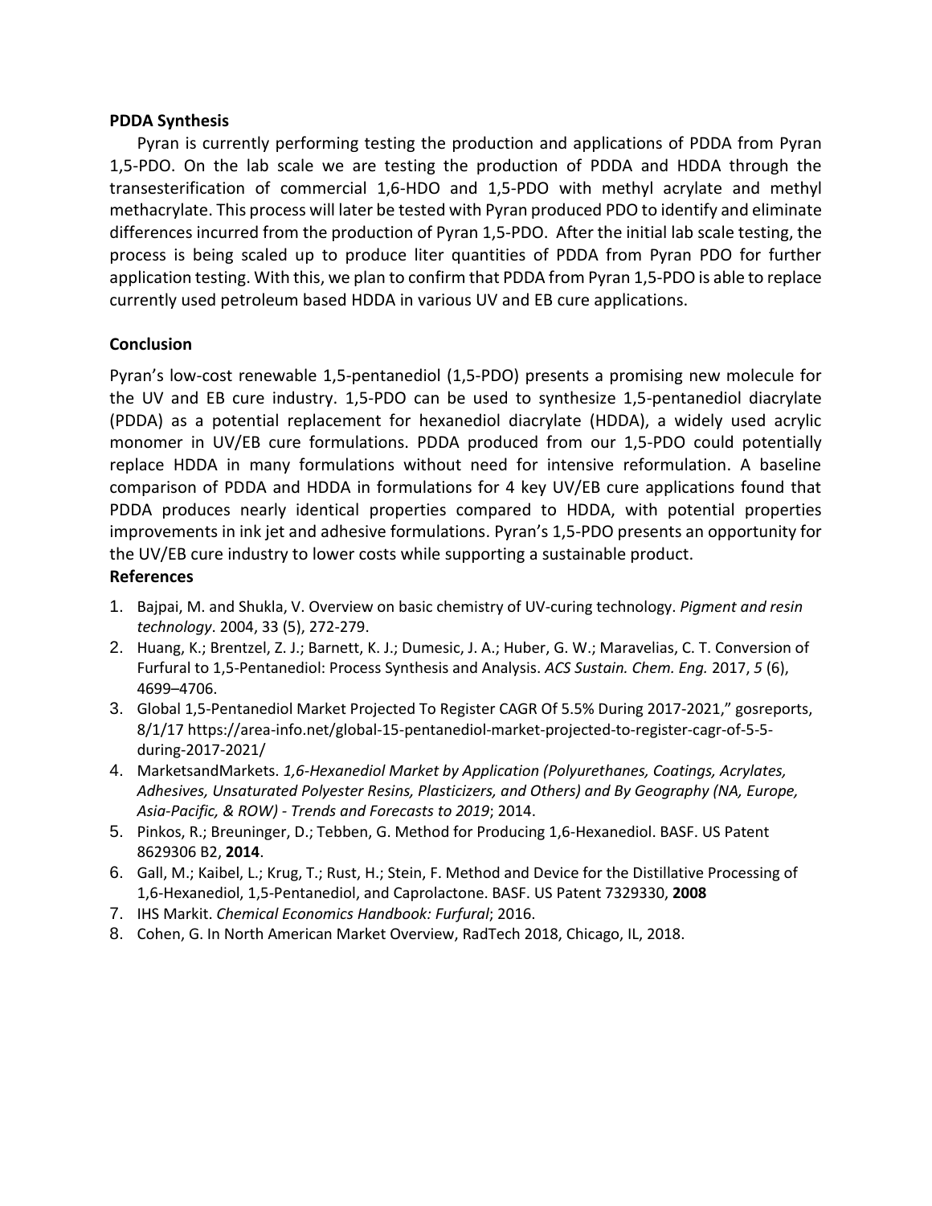## PDDA Synthesis

Pyran is currently performing testing the production and applications of PDDA from Pyran 1,5-PDO. On the lab scale we are testing the production of PDDA and HDDA through the transesterification of commercial 1,6-HDO and 1,5-PDO with methyl acrylate and methyl methacrylate. This process will later be tested with Pyran produced PDO to identify and eliminate differences incurred from the production of Pyran 1,5-PDO. After the initial lab scale testing, the process is being scaled up to produce liter quantities of PDDA from Pyran PDO for further application testing. With this, we plan to confirm that PDDA from Pyran 1,5-PDO is able to replace currently used petroleum based HDDA in various UV and EB cure applications.

## Conclusion

Pyran's low-cost renewable 1,5-pentanediol (1,5-PDO) presents a promising new molecule for the UV and EB cure industry. 1,5-PDO can be used to synthesize 1,5-pentanediol diacrylate (PDDA) as a potential replacement for hexanediol diacrylate (HDDA), a widely used acrylic monomer in UV/EB cure formulations. PDDA produced from our 1,5-PDO could potentially replace HDDA in many formulations without need for intensive reformulation. A baseline comparison of PDDA and HDDA in formulations for 4 key UV/EB cure applications found that PDDA produces nearly identical properties compared to HDDA, with potential properties improvements in ink jet and adhesive formulations. Pyran's 1,5-PDO presents an opportunity for the UV/EB cure industry to lower costs while supporting a sustainable product.

## References

1. Bajpai, M. and Shukla, V. Overview on basic chemistry of UV-curing technology. *Pigment and resin technology*. 2004, 33 (5), 272-279.
2. Huang, K.; Brentzel, Z. J.; Barnett, K. J.; Dumesic, J. A.; Huber, G. W.; Maravelias, C. T. Conversion of Furfural to 1,5-Pentanediol: Process Synthesis and Analysis. *ACS Sustain. Chem. Eng.* 2017, *5* (6), 4699–4706.
3. Global 1,5-Pentanediol Market Projected To Register CAGR Of 5.5% During 2017-2021," gosreports, 8/1/17 https://area-info.net/global-15-pentanediol-market-projected-to-register-cagr-of-5-5-during-2017-2021/
4. MarketsandMarkets. *1,6-Hexanediol Market by Application (Polyurethanes, Coatings, Acrylates, Adhesives, Unsaturated Polyester Resins, Plasticizers, and Others) and By Geography (NA, Europe, Asia-Pacific, & ROW) - Trends and Forecasts to 2019*; 2014.
5. Pinkos, R.; Breuninger, D.; Tebben, G. Method for Producing 1,6-Hexanediol. BASF. US Patent 8629306 B2, **2014**.
6. Gall, M.; Kaibel, L.; Krug, T.; Rust, H.; Stein, F. Method and Device for the Distillative Processing of 1,6-Hexanediol, 1,5-Pentanediol, and Caprolactone. BASF. US Patent 7329330, **2008**
7. IHS Markit. *Chemical Economics Handbook: Furfural*; 2016.
8. Cohen, G. In North American Market Overview, RadTech 2018, Chicago, IL, 2018.